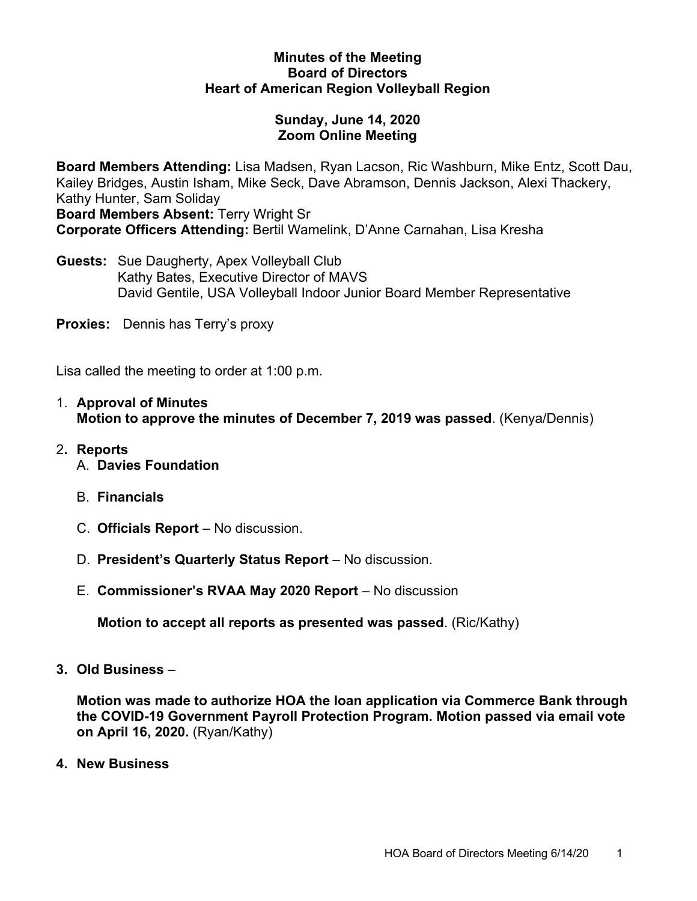**Minutes of the Meeting**
**Board of Directors**
**Heart of American Region Volleyball Region**

**Sunday, June 14, 2020**
**Zoom Online Meeting**

**Board Members Attending:** Lisa Madsen, Ryan Lacson, Ric Washburn, Mike Entz, Scott Dau, Kailey Bridges, Austin Isham, Mike Seck, Dave Abramson, Dennis Jackson, Alexi Thackery, Kathy Hunter, Sam Soliday
**Board Members Absent:** Terry Wright Sr
**Corporate Officers Attending:** Bertil Wamelink, D'Anne Carnahan, Lisa Kresha

**Guests:** Sue Daugherty, Apex Volleyball Club
Kathy Bates, Executive Director of MAVS
David Gentile, USA Volleyball Indoor Junior Board Member Representative

**Proxies:** Dennis has Terry's proxy

Lisa called the meeting to order at 1:00 p.m.

1. **Approval of Minutes**
   **Motion to approve the minutes of December 7, 2019 was passed**. (Kenya/Dennis)

2. **Reports**
   A. **Davies Foundation**

   B. **Financials**

   C. **Officials Report** – No discussion.

   D. **President's Quarterly Status Report** – No discussion.

   E. **Commissioner's RVAA May 2020 Report** – No discussion

   **Motion to accept all reports as presented was passed**. (Ric/Kathy)

3. **Old Business** –

   **Motion was made to authorize HOA the loan application via Commerce Bank through the COVID-19 Government Payroll Protection Program. Motion passed via email vote on April 16, 2020.** (Ryan/Kathy)

4. **New Business**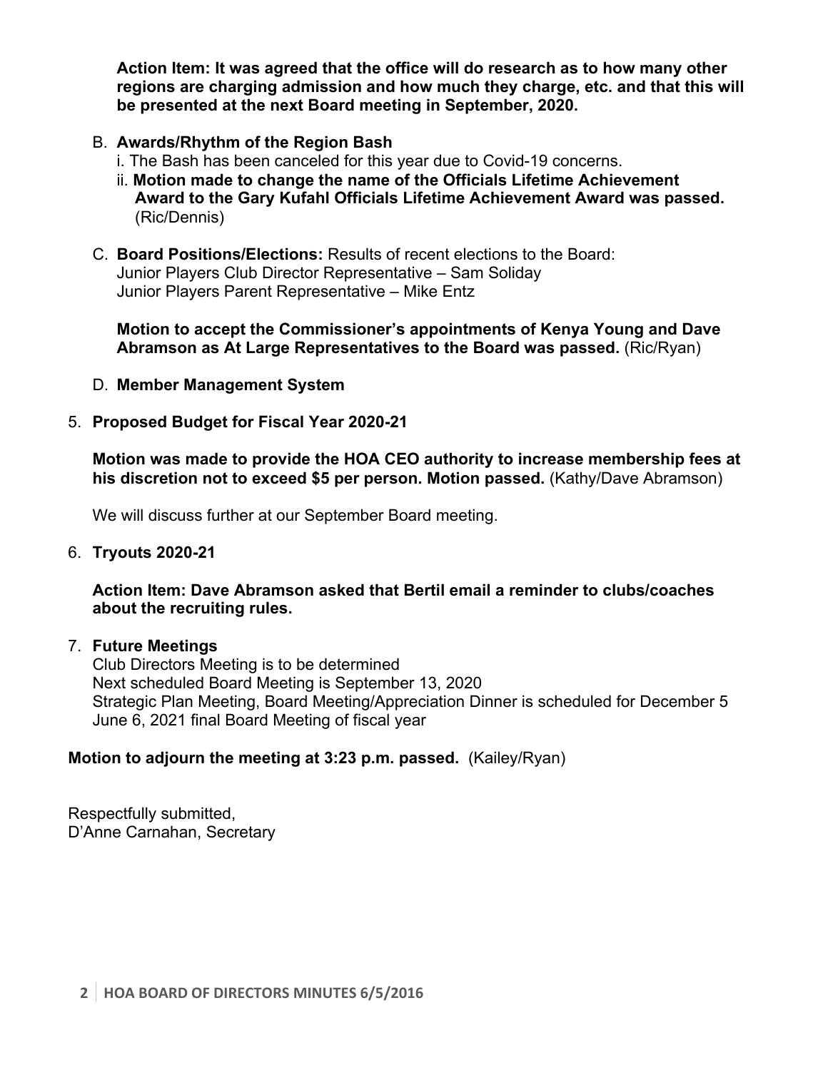**Action Item: It was agreed that the office will do research as to how many other regions are charging admission and how much they charge, etc. and that this will be presented at the next Board meeting in September, 2020.**

B. **Awards/Rhythm of the Region Bash**
   i. The Bash has been canceled for this year due to Covid-19 concerns.
   ii. **Motion made to change the name of the Officials Lifetime Achievement Award to the Gary Kufahl Officials Lifetime Achievement Award was passed.** (Ric/Dennis)

C. **Board Positions/Elections:** Results of recent elections to the Board:
   Junior Players Club Director Representative – Sam Soliday
   Junior Players Parent Representative – Mike Entz

   **Motion to accept the Commissioner's appointments of Kenya Young and Dave Abramson as At Large Representatives to the Board was passed.** (Ric/Ryan)

D. **Member Management System**

5. **Proposed Budget for Fiscal Year 2020-21**

   **Motion was made to provide the HOA CEO authority to increase membership fees at his discretion not to exceed $5 per person. Motion passed.** (Kathy/Dave Abramson)

   We will discuss further at our September Board meeting.

6. **Tryouts 2020-21**

   **Action Item: Dave Abramson asked that Bertil email a reminder to clubs/coaches about the recruiting rules.**

7. **Future Meetings**
   Club Directors Meeting is to be determined
   Next scheduled Board Meeting is September 13, 2020
   Strategic Plan Meeting, Board Meeting/Appreciation Dinner is scheduled for December 5
   June 6, 2021 final Board Meeting of fiscal year

**Motion to adjourn the meeting at 3:23 p.m. passed.** (Kailey/Ryan)

Respectfully submitted,
D'Anne Carnahan, Secretary